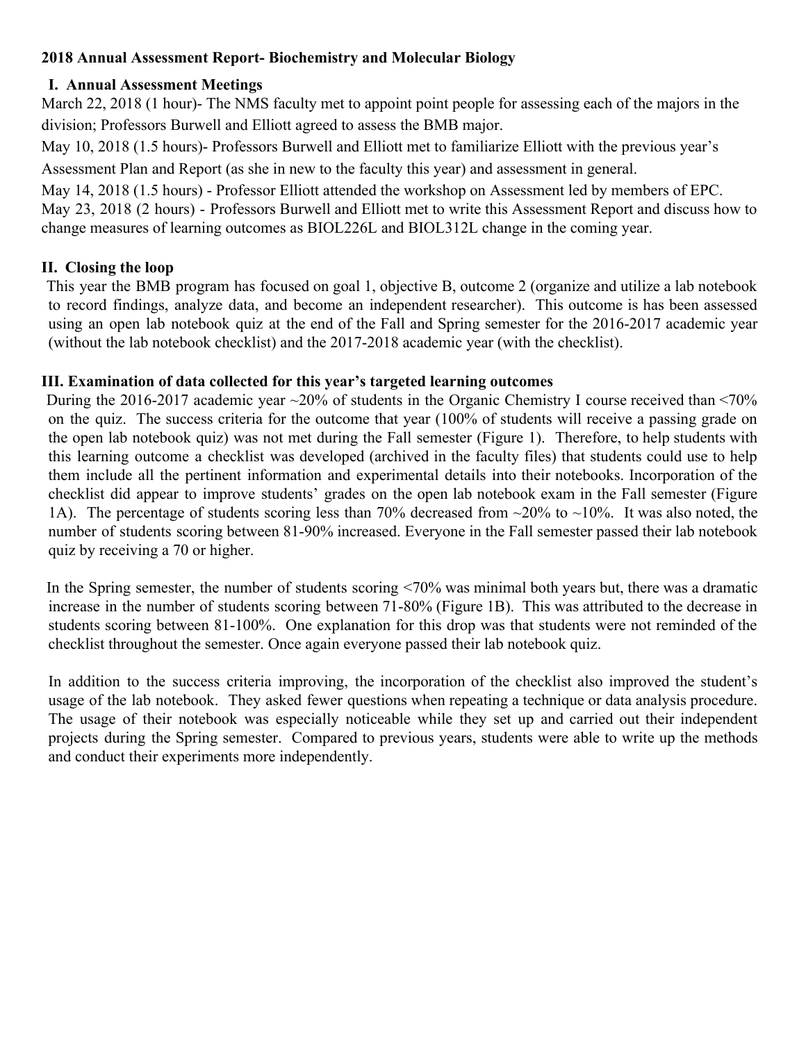**2018 Annual Assessment Report- Biochemistry and Molecular Biology**

## I. Annual Assessment Meetings

March 22, 2018 (1 hour)- The NMS faculty met to appoint point people for assessing each of the majors in the division; Professors Burwell and Elliott agreed to assess the BMB major.

May 10, 2018 (1.5 hours)- Professors Burwell and Elliott met to familiarize Elliott with the previous year's Assessment Plan and Report (as she in new to the faculty this year) and assessment in general.

May 14, 2018 (1.5 hours) - Professor Elliott attended the workshop on Assessment led by members of EPC.

May 23, 2018 (2 hours) - Professors Burwell and Elliott met to write this Assessment Report and discuss how to change measures of learning outcomes as BIOL226L and BIOL312L change in the coming year.

## II. Closing the loop

This year the BMB program has focused on goal 1, objective B, outcome 2 (organize and utilize a lab notebook to record findings, analyze data, and become an independent researcher). This outcome is has been assessed using an open lab notebook quiz at the end of the Fall and Spring semester for the 2016-2017 academic year (without the lab notebook checklist) and the 2017-2018 academic year (with the checklist).

## III. Examination of data collected for this year's targeted learning outcomes

During the 2016-2017 academic year ~20% of students in the Organic Chemistry I course received than <70% on the quiz. The success criteria for the outcome that year (100% of students will receive a passing grade on the open lab notebook quiz) was not met during the Fall semester (Figure 1). Therefore, to help students with this learning outcome a checklist was developed (archived in the faculty files) that students could use to help them include all the pertinent information and experimental details into their notebooks. Incorporation of the checklist did appear to improve students' grades on the open lab notebook exam in the Fall semester (Figure 1A). The percentage of students scoring less than 70% decreased from ~20% to ~10%. It was also noted, the number of students scoring between 81-90% increased. Everyone in the Fall semester passed their lab notebook quiz by receiving a 70 or higher.

In the Spring semester, the number of students scoring <70% was minimal both years but, there was a dramatic increase in the number of students scoring between 71-80% (Figure 1B). This was attributed to the decrease in students scoring between 81-100%. One explanation for this drop was that students were not reminded of the checklist throughout the semester. Once again everyone passed their lab notebook quiz.

In addition to the success criteria improving, the incorporation of the checklist also improved the student's usage of the lab notebook. They asked fewer questions when repeating a technique or data analysis procedure. The usage of their notebook was especially noticeable while they set up and carried out their independent projects during the Spring semester. Compared to previous years, students were able to write up the methods and conduct their experiments more independently.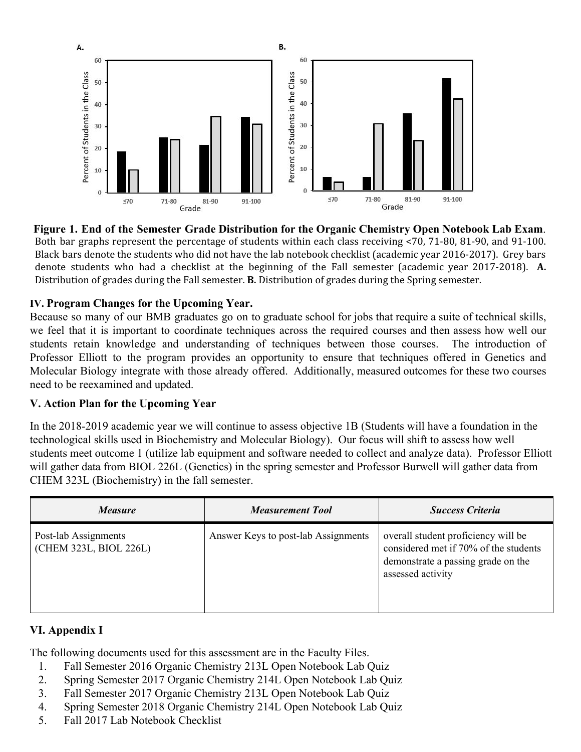A.

60
50
40
30
20
10
0

Percent of Students in the Class

≤70 71-80 81-90 91-100

Grade

B.

60
50
40
30
20
10
0

Percent of Students in the Class

≤70 71-80 81-90 91-100

Grade

**Figure 1. End of the Semester Grade Distribution for the Organic Chemistry Open Notebook Lab Exam**. Both bar graphs represent the percentage of students within each class receiving <70, 71-80, 81-90, and 91-100. Black bars denote the students who did not have the lab notebook checklist (academic year 2016-2017). Grey bars denote students who had a checklist at the beginning of the Fall semester (academic year 2017-2018). **A.** Distribution of grades during the Fall semester. **B.** Distribution of grades during the Spring semester.

## IV. Program Changes for the Upcoming Year.

Because so many of our BMB graduates go on to graduate school for jobs that require a suite of technical skills, we feel that it is important to coordinate techniques across the required courses and then assess how well our students retain knowledge and understanding of techniques between those courses. The introduction of Professor Elliott to the program provides an opportunity to ensure that techniques offered in Genetics and Molecular Biology integrate with those already offered. Additionally, measured outcomes for these two courses need to be reexamined and updated.

## V. Action Plan for the Upcoming Year

In the 2018-2019 academic year we will continue to assess objective 1B (Students will have a foundation in the technological skills used in Biochemistry and Molecular Biology). Our focus will shift to assess how well students meet outcome 1 (utilize lab equipment and software needed to collect and analyze data). Professor Elliott will gather data from BIOL 226L (Genetics) in the spring semester and Professor Burwell will gather data from CHEM 323L (Biochemistry) in the fall semester.

| *Measure* | *Measurement Tool* | *Success Criteria* |
| --- | --- | --- |
| Post-lab Assignments (CHEM 323L, BIOL 226L) | Answer Keys to post-lab Assignments | overall student proficiency will be considered met if 70% of the students demonstrate a passing grade on the assessed activity |

## VI. Appendix I

The following documents used for this assessment are in the Faculty Files.

1. Fall Semester 2016 Organic Chemistry 213L Open Notebook Lab Quiz
2. Spring Semester 2017 Organic Chemistry 214L Open Notebook Lab Quiz
3. Fall Semester 2017 Organic Chemistry 213L Open Notebook Lab Quiz
4. Spring Semester 2018 Organic Chemistry 214L Open Notebook Lab Quiz
5. Fall 2017 Lab Notebook Checklist